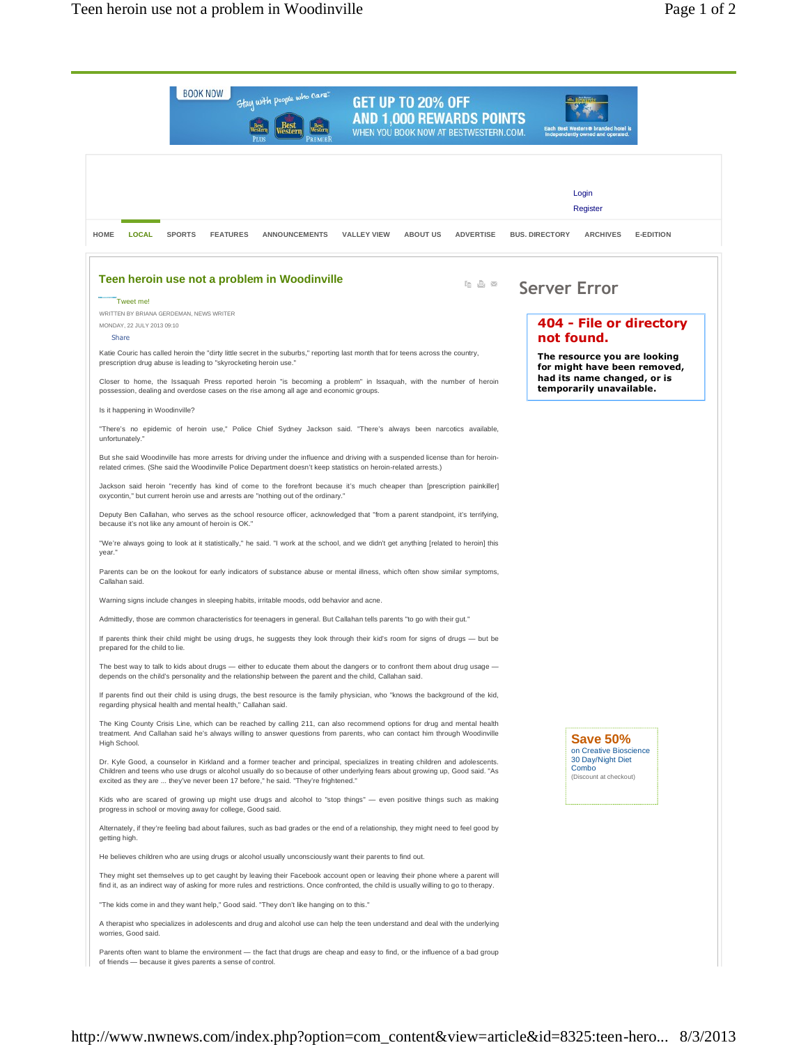# Teen heroin use not a problem in Woodinville

Tweet me!

WRITTEN BY BRIANA GERDEMAN, NEWS WRITER

MONDAY, 22 JULY 2013 09:10

Share

Katie Couric has called heroin the "dirty little secret in the suburbs," reporting last month that for teens across the country, prescription drug abuse is leading to "skyrocketing heroin use."

Closer to home, the Issaquah Press reported heroin "is becoming a problem" in Issaquah, with the number of heroin possession, dealing and overdose cases on the rise among all age and economic groups.

Is it happening in Woodinville?

"There's no epidemic of heroin use," Police Chief Sydney Jackson said. "There's always been narcotics available, unfortunately."

But she said Woodinville has more arrests for driving under the influence and driving with a suspended license than for heroin-related crimes. (She said the Woodinville Police Department doesn't keep statistics on heroin-related arrests.)

Jackson said heroin "recently has kind of come to the forefront because it's much cheaper than [prescription painkiller] oxycontin," but current heroin use and arrests are "nothing out of the ordinary."

Deputy Ben Callahan, who serves as the school resource officer, acknowledged that "from a parent standpoint, it's terrifying, because it's not like any amount of heroin is OK."

"We're always going to look at it statistically," he said. "I work at the school, and we didn't get anything [related to heroin] this year."

Parents can be on the lookout for early indicators of substance abuse or mental illness, which often show similar symptoms, Callahan said.

Warning signs include changes in sleeping habits, irritable moods, odd behavior and acne.

Admittedly, those are common characteristics for teenagers in general. But Callahan tells parents "to go with their gut."

If parents think their child might be using drugs, he suggests they look through their kid's room for signs of drugs — but be prepared for the child to lie.

The best way to talk to kids about drugs — either to educate them about the dangers or to confront them about drug usage — depends on the child's personality and the relationship between the parent and the child, Callahan said.

If parents find out their child is using drugs, the best resource is the family physician, who "knows the background of the kid, regarding physical health and mental health," Callahan said.

The King County Crisis Line, which can be reached by calling 211, can also recommend options for drug and mental health treatment. And Callahan said he's always willing to answer questions from parents, who can contact him through Woodinville High School.

Dr. Kyle Good, a counselor in Kirkland and a former teacher and principal, specializes in treating children and adolescents. Children and teens who use drugs or alcohol usually do so because of other underlying fears about growing up, Good said. "As excited as they are ... they've never been 17 before," he said. "They're frightened."

Kids who are scared of growing up might use drugs and alcohol to "stop things" — even positive things such as making progress in school or moving away for college, Good said.

Alternately, if they're feeling bad about failures, such as bad grades or the end of a relationship, they might need to feel good by getting high.

He believes children who are using drugs or alcohol usually unconsciously want their parents to find out.

They might set themselves up to get caught by leaving their Facebook account open or leaving their phone where a parent will find it, as an indirect way of asking for more rules and restrictions. Once confronted, the child is usually willing to go to therapy.

"The kids come in and they want help," Good said. "They don't like hanging on to this."

A therapist who specializes in adolescents and drug and alcohol use can help the teen understand and deal with the underlying worries, Good said.

Parents often want to blame the environment — the fact that drugs are cheap and easy to find, or the influence of a bad group of friends — because it gives parents a sense of control.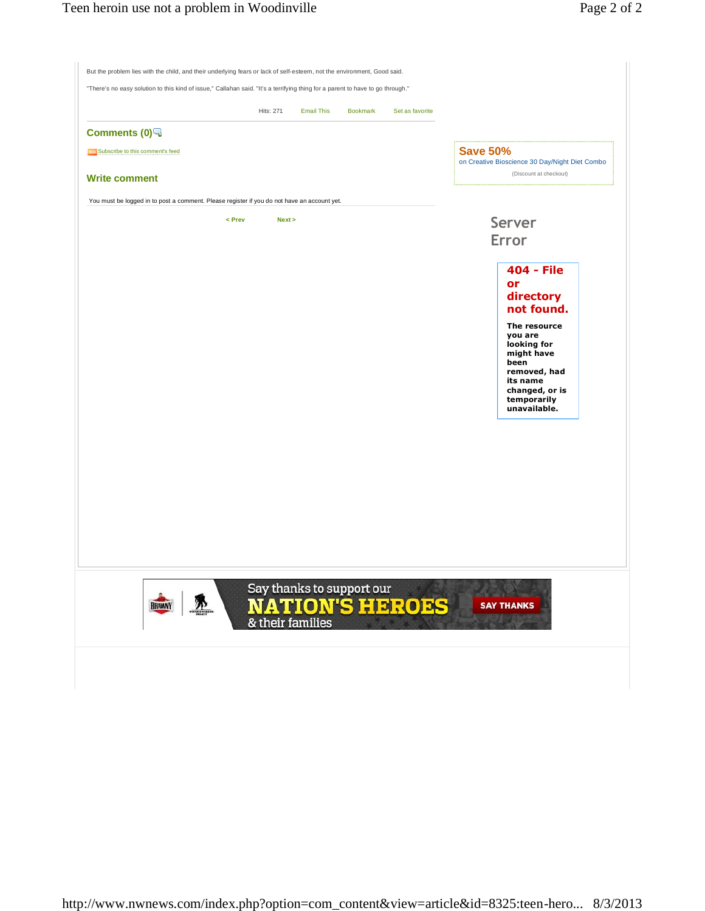But the problem lies with the child, and their underlying fears or lack of self-esteem, not the environment, Good said.

"There's no easy solution to this kind of issue," Callahan said. "It's a terrifying thing for a parent to have to go through."

Hits: 271 Email This Bookmark Set as favorite

## Comments (0)

Subscribe to this comment's feed

## Write comment

You must be logged in to post a comment. Please register if you do not have an account yet.

< Prev Next >

**Save 50%**
on Creative Bioscience 30 Day/Night Diet Combo
(Discount at checkout)

Server Error

**404 - File or directory not found.**

**The resource you are looking for might have been removed, had its name changed, or is temporarily unavailable.**

Say thanks to support our NATION'S HEROES & their families SAY THANKS